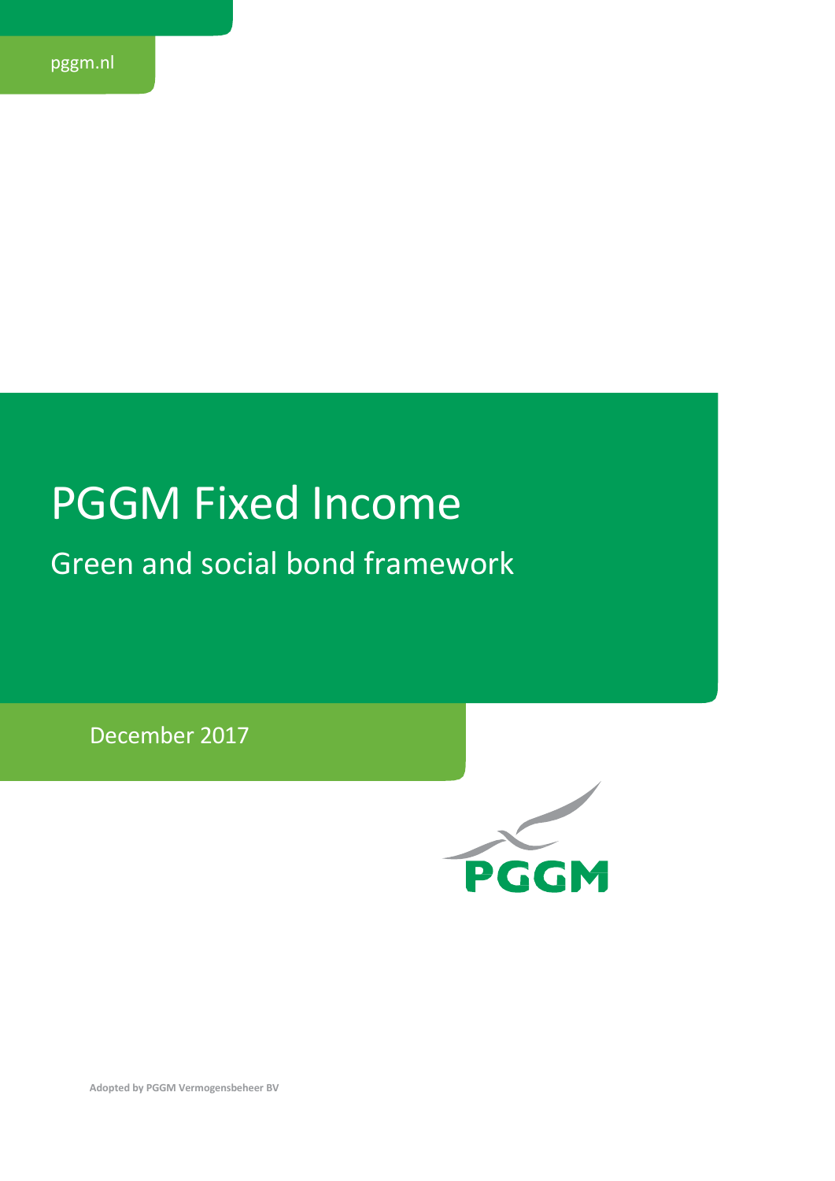pggm.nl

# PGGM Fixed Income

## Green and social bond framework

December 2017

PGGM

**Adopted by PGGM Vermogensbeheer BV**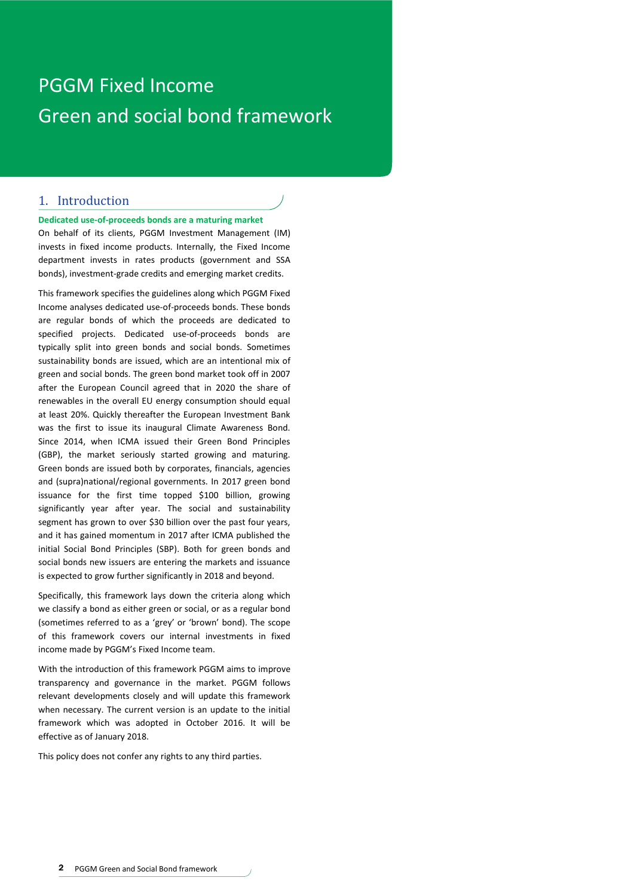# PGGM Fixed Income
# Green and social bond framework

## 1. Introduction

### Dedicated use-of-proceeds bonds are a maturing market

On behalf of its clients, PGGM Investment Management (IM) invests in fixed income products. Internally, the Fixed Income department invests in rates products (government and SSA bonds), investment-grade credits and emerging market credits.

This framework specifies the guidelines along which PGGM Fixed Income analyses dedicated use-of-proceeds bonds. These bonds are regular bonds of which the proceeds are dedicated to specified projects. Dedicated use-of-proceeds bonds are typically split into green bonds and social bonds. Sometimes sustainability bonds are issued, which are an intentional mix of green and social bonds. The green bond market took off in 2007 after the European Council agreed that in 2020 the share of renewables in the overall EU energy consumption should equal at least 20%. Quickly thereafter the European Investment Bank was the first to issue its inaugural Climate Awareness Bond. Since 2014, when ICMA issued their Green Bond Principles (GBP), the market seriously started growing and maturing. Green bonds are issued both by corporates, financials, agencies and (supra)national/regional governments. In 2017 green bond issuance for the first time topped $100 billion, growing significantly year after year. The social and sustainability segment has grown to over $30 billion over the past four years, and it has gained momentum in 2017 after ICMA published the initial Social Bond Principles (SBP). Both for green bonds and social bonds new issuers are entering the markets and issuance is expected to grow further significantly in 2018 and beyond.

Specifically, this framework lays down the criteria along which we classify a bond as either green or social, or as a regular bond (sometimes referred to as a 'grey' or 'brown' bond). The scope of this framework covers our internal investments in fixed income made by PGGM's Fixed Income team.

With the introduction of this framework PGGM aims to improve transparency and governance in the market. PGGM follows relevant developments closely and will update this framework when necessary. The current version is an update to the initial framework which was adopted in October 2016. It will be effective as of January 2018.

This policy does not confer any rights to any third parties.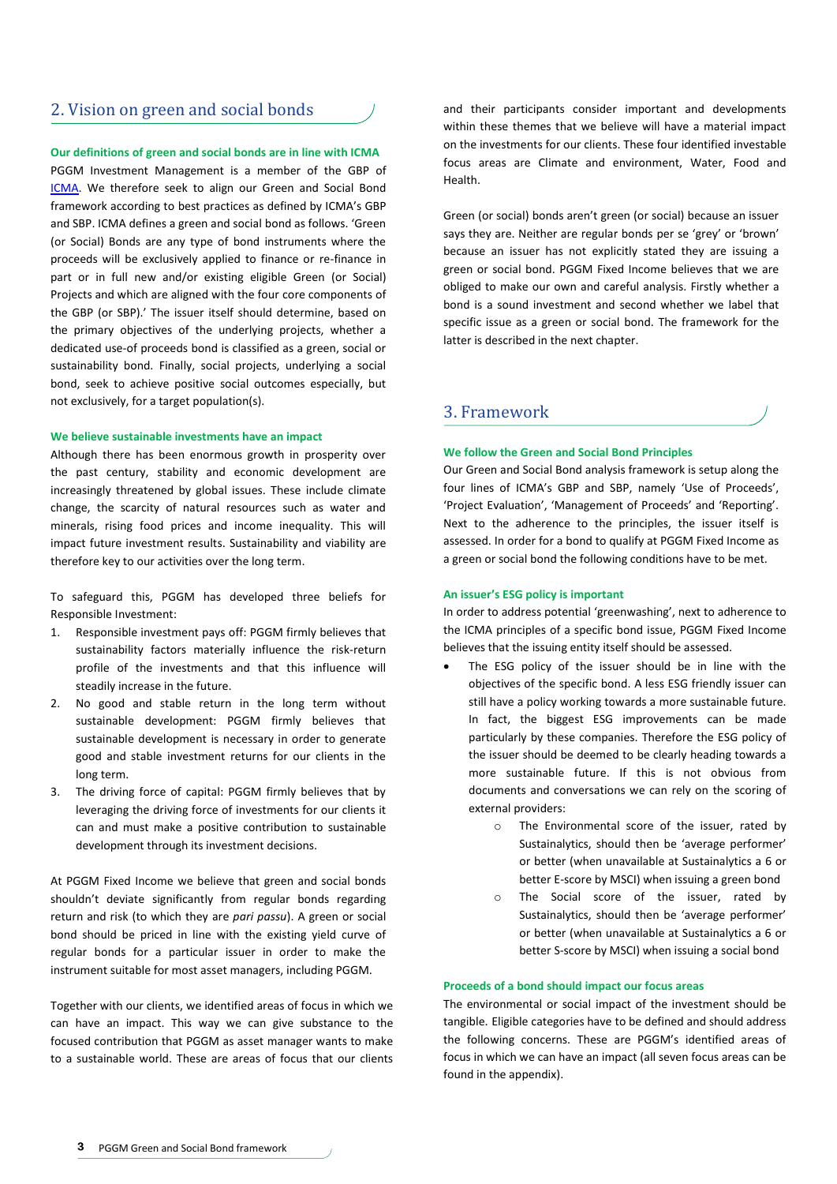## 2. Vision on green and social bonds

**Our definitions of green and social bonds are in line with ICMA**

PGGM Investment Management is a member of the GBP of ICMA. We therefore seek to align our Green and Social Bond framework according to best practices as defined by ICMA's GBP and SBP. ICMA defines a green and social bond as follows. 'Green (or Social) Bonds are any type of bond instruments where the proceeds will be exclusively applied to finance or re-finance in part or in full new and/or existing eligible Green (or Social) Projects and which are aligned with the four core components of the GBP (or SBP).' The issuer itself should determine, based on the primary objectives of the underlying projects, whether a dedicated use-of proceeds bond is classified as a green, social or sustainability bond. Finally, social projects, underlying a social bond, seek to achieve positive social outcomes especially, but not exclusively, for a target population(s).

**We believe sustainable investments have an impact**

Although there has been enormous growth in prosperity over the past century, stability and economic development are increasingly threatened by global issues. These include climate change, the scarcity of natural resources such as water and minerals, rising food prices and income inequality. This will impact future investment results. Sustainability and viability are therefore key to our activities over the long term.

To safeguard this, PGGM has developed three beliefs for Responsible Investment:

1. Responsible investment pays off: PGGM firmly believes that sustainability factors materially influence the risk-return profile of the investments and that this influence will steadily increase in the future.
2. No good and stable return in the long term without sustainable development: PGGM firmly believes that sustainable development is necessary in order to generate good and stable investment returns for our clients in the long term.
3. The driving force of capital: PGGM firmly believes that by leveraging the driving force of investments for our clients it can and must make a positive contribution to sustainable development through its investment decisions.

At PGGM Fixed Income we believe that green and social bonds shouldn't deviate significantly from regular bonds regarding return and risk (to which they are *pari passu*). A green or social bond should be priced in line with the existing yield curve of regular bonds for a particular issuer in order to make the instrument suitable for most asset managers, including PGGM.

Together with our clients, we identified areas of focus in which we can have an impact. This way we can give substance to the focused contribution that PGGM as asset manager wants to make to a sustainable world. These are areas of focus that our clients and their participants consider important and developments within these themes that we believe will have a material impact on the investments for our clients. These four identified investable focus areas are Climate and environment, Water, Food and Health.

Green (or social) bonds aren't green (or social) because an issuer says they are. Neither are regular bonds per se 'grey' or 'brown' because an issuer has not explicitly stated they are issuing a green or social bond. PGGM Fixed Income believes that we are obliged to make our own and careful analysis. Firstly whether a bond is a sound investment and second whether we label that specific issue as a green or social bond. The framework for the latter is described in the next chapter.

## 3. Framework

**We follow the Green and Social Bond Principles**

Our Green and Social Bond analysis framework is setup along the four lines of ICMA's GBP and SBP, namely 'Use of Proceeds', 'Project Evaluation', 'Management of Proceeds' and 'Reporting'. Next to the adherence to the principles, the issuer itself is assessed. In order for a bond to qualify at PGGM Fixed Income as a green or social bond the following conditions have to be met.

**An issuer's ESG policy is important**

In order to address potential 'greenwashing', next to adherence to the ICMA principles of a specific bond issue, PGGM Fixed Income believes that the issuing entity itself should be assessed.

- The ESG policy of the issuer should be in line with the objectives of the specific bond. A less ESG friendly issuer can still have a policy working towards a more sustainable future. In fact, the biggest ESG improvements can be made particularly by these companies. Therefore the ESG policy of the issuer should be deemed to be clearly heading towards a more sustainable future. If this is not obvious from documents and conversations we can rely on the scoring of external providers:
  - The Environmental score of the issuer, rated by Sustainalytics, should then be 'average performer' or better (when unavailable at Sustainalytics a 6 or better E-score by MSCI) when issuing a green bond
  - The Social score of the issuer, rated by Sustainalytics, should then be 'average performer' or better (when unavailable at Sustainalytics a 6 or better S-score by MSCI) when issuing a social bond

**Proceeds of a bond should impact our focus areas**

The environmental or social impact of the investment should be tangible. Eligible categories have to be defined and should address the following concerns. These are PGGM's identified areas of focus in which we can have an impact (all seven focus areas can be found in the appendix).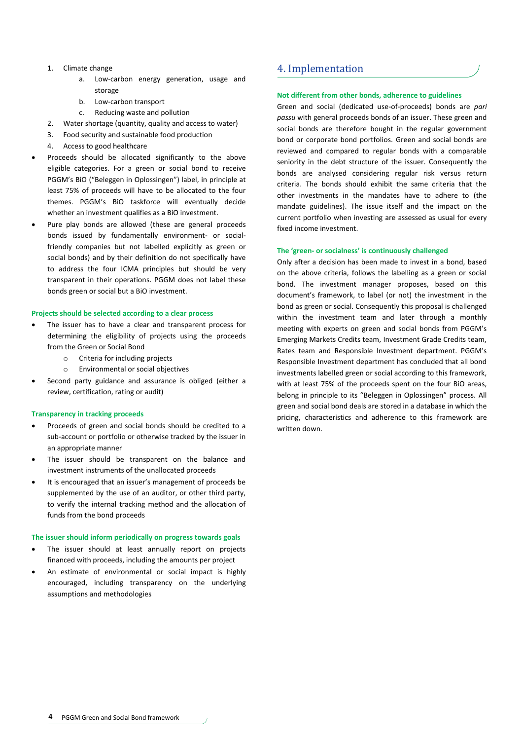1. Climate change
    a. Low-carbon energy generation, usage and storage
    b. Low-carbon transport
    c. Reducing waste and pollution
2. Water shortage (quantity, quality and access to water)
3. Food security and sustainable food production
4. Access to good healthcare

- Proceeds should be allocated significantly to the above eligible categories. For a green or social bond to receive PGGM's BiO ("Beleggen in Oplossingen") label, in principle at least 75% of proceeds will have to be allocated to the four themes. PGGM's BiO taskforce will eventually decide whether an investment qualifies as a BiO investment.
- Pure play bonds are allowed (these are general proceeds bonds issued by fundamentally environment- or social-friendly companies but not labelled explicitly as green or social bonds) and by their definition do not specifically have to address the four ICMA principles but should be very transparent in their operations. PGGM does not label these bonds green or social but a BiO investment.

#### Projects should be selected according to a clear process

- The issuer has to have a clear and transparent process for determining the eligibility of projects using the proceeds from the Green or Social Bond
    - Criteria for including projects
    - Environmental or social objectives
- Second party guidance and assurance is obliged (either a review, certification, rating or audit)

#### Transparency in tracking proceeds

- Proceeds of green and social bonds should be credited to a sub-account or portfolio or otherwise tracked by the issuer in an appropriate manner
- The issuer should be transparent on the balance and investment instruments of the unallocated proceeds
- It is encouraged that an issuer's management of proceeds be supplemented by the use of an auditor, or other third party, to verify the internal tracking method and the allocation of funds from the bond proceeds

#### The issuer should inform periodically on progress towards goals

- The issuer should at least annually report on projects financed with proceeds, including the amounts per project
- An estimate of environmental or social impact is highly encouraged, including transparency on the underlying assumptions and methodologies

## 4. Implementation

#### Not different from other bonds, adherence to guidelines

Green and social (dedicated use-of-proceeds) bonds are *pari passu* with general proceeds bonds of an issuer. These green and social bonds are therefore bought in the regular government bond or corporate bond portfolios. Green and social bonds are reviewed and compared to regular bonds with a comparable seniority in the debt structure of the issuer. Consequently the bonds are analysed considering regular risk versus return criteria. The bonds should exhibit the same criteria that the other investments in the mandates have to adhere to (the mandate guidelines). The issue itself and the impact on the current portfolio when investing are assessed as usual for every fixed income investment.

#### The 'green- or socialness' is continuously challenged

Only after a decision has been made to invest in a bond, based on the above criteria, follows the labelling as a green or social bond. The investment manager proposes, based on this document's framework, to label (or not) the investment in the bond as green or social. Consequently this proposal is challenged within the investment team and later through a monthly meeting with experts on green and social bonds from PGGM's Emerging Markets Credits team, Investment Grade Credits team, Rates team and Responsible Investment department. PGGM's Responsible Investment department has concluded that all bond investments labelled green or social according to this framework, with at least 75% of the proceeds spent on the four BiO areas, belong in principle to its "Beleggen in Oplossingen" process. All green and social bond deals are stored in a database in which the pricing, characteristics and adherence to this framework are written down.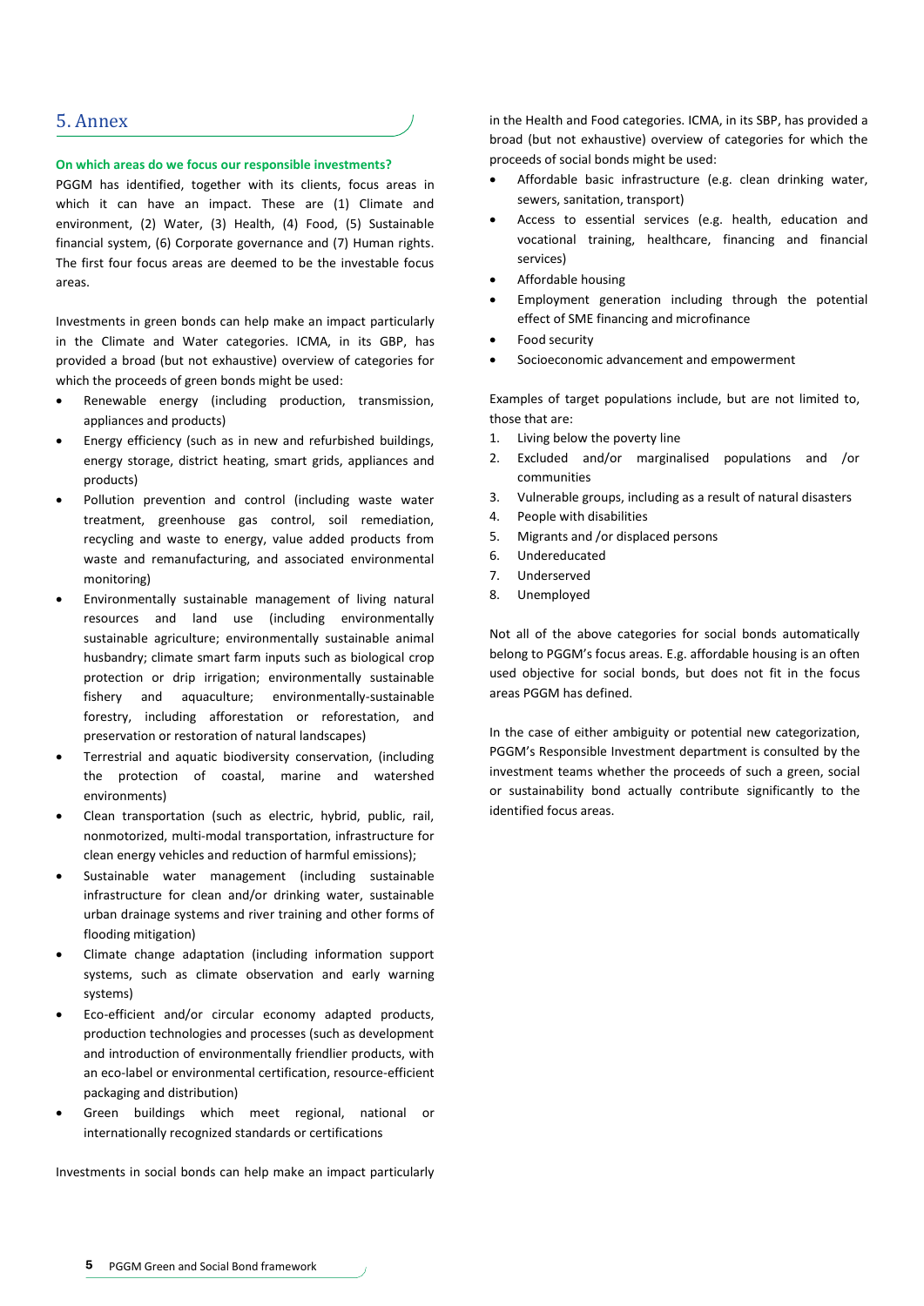## 5. Annex

**On which areas do we focus our responsible investments?**

PGGM has identified, together with its clients, focus areas in which it can have an impact. These are (1) Climate and environment, (2) Water, (3) Health, (4) Food, (5) Sustainable financial system, (6) Corporate governance and (7) Human rights. The first four focus areas are deemed to be the investable focus areas.

Investments in green bonds can help make an impact particularly in the Climate and Water categories. ICMA, in its GBP, has provided a broad (but not exhaustive) overview of categories for which the proceeds of green bonds might be used:

- Renewable energy (including production, transmission, appliances and products)
- Energy efficiency (such as in new and refurbished buildings, energy storage, district heating, smart grids, appliances and products)
- Pollution prevention and control (including waste water treatment, greenhouse gas control, soil remediation, recycling and waste to energy, value added products from waste and remanufacturing, and associated environmental monitoring)
- Environmentally sustainable management of living natural resources and land use (including environmentally sustainable agriculture; environmentally sustainable animal husbandry; climate smart farm inputs such as biological crop protection or drip irrigation; environmentally sustainable fishery and aquaculture; environmentally-sustainable forestry, including afforestation or reforestation, and preservation or restoration of natural landscapes)
- Terrestrial and aquatic biodiversity conservation, (including the protection of coastal, marine and watershed environments)
- Clean transportation (such as electric, hybrid, public, rail, nonmotorized, multi-modal transportation, infrastructure for clean energy vehicles and reduction of harmful emissions);
- Sustainable water management (including sustainable infrastructure for clean and/or drinking water, sustainable urban drainage systems and river training and other forms of flooding mitigation)
- Climate change adaptation (including information support systems, such as climate observation and early warning systems)
- Eco-efficient and/or circular economy adapted products, production technologies and processes (such as development and introduction of environmentally friendlier products, with an eco-label or environmental certification, resource-efficient packaging and distribution)
- Green buildings which meet regional, national or internationally recognized standards or certifications

Investments in social bonds can help make an impact particularly in the Health and Food categories. ICMA, in its SBP, has provided a broad (but not exhaustive) overview of categories for which the proceeds of social bonds might be used:

- Affordable basic infrastructure (e.g. clean drinking water, sewers, sanitation, transport)
- Access to essential services (e.g. health, education and vocational training, healthcare, financing and financial services)
- Affordable housing
- Employment generation including through the potential effect of SME financing and microfinance
- Food security
- Socioeconomic advancement and empowerment

Examples of target populations include, but are not limited to, those that are:

1. Living below the poverty line
2. Excluded and/or marginalised populations and /or communities
3. Vulnerable groups, including as a result of natural disasters
4. People with disabilities
5. Migrants and /or displaced persons
6. Undereducated
7. Underserved
8. Unemployed

Not all of the above categories for social bonds automatically belong to PGGM's focus areas. E.g. affordable housing is an often used objective for social bonds, but does not fit in the focus areas PGGM has defined.

In the case of either ambiguity or potential new categorization, PGGM's Responsible Investment department is consulted by the investment teams whether the proceeds of such a green, social or sustainability bond actually contribute significantly to the identified focus areas.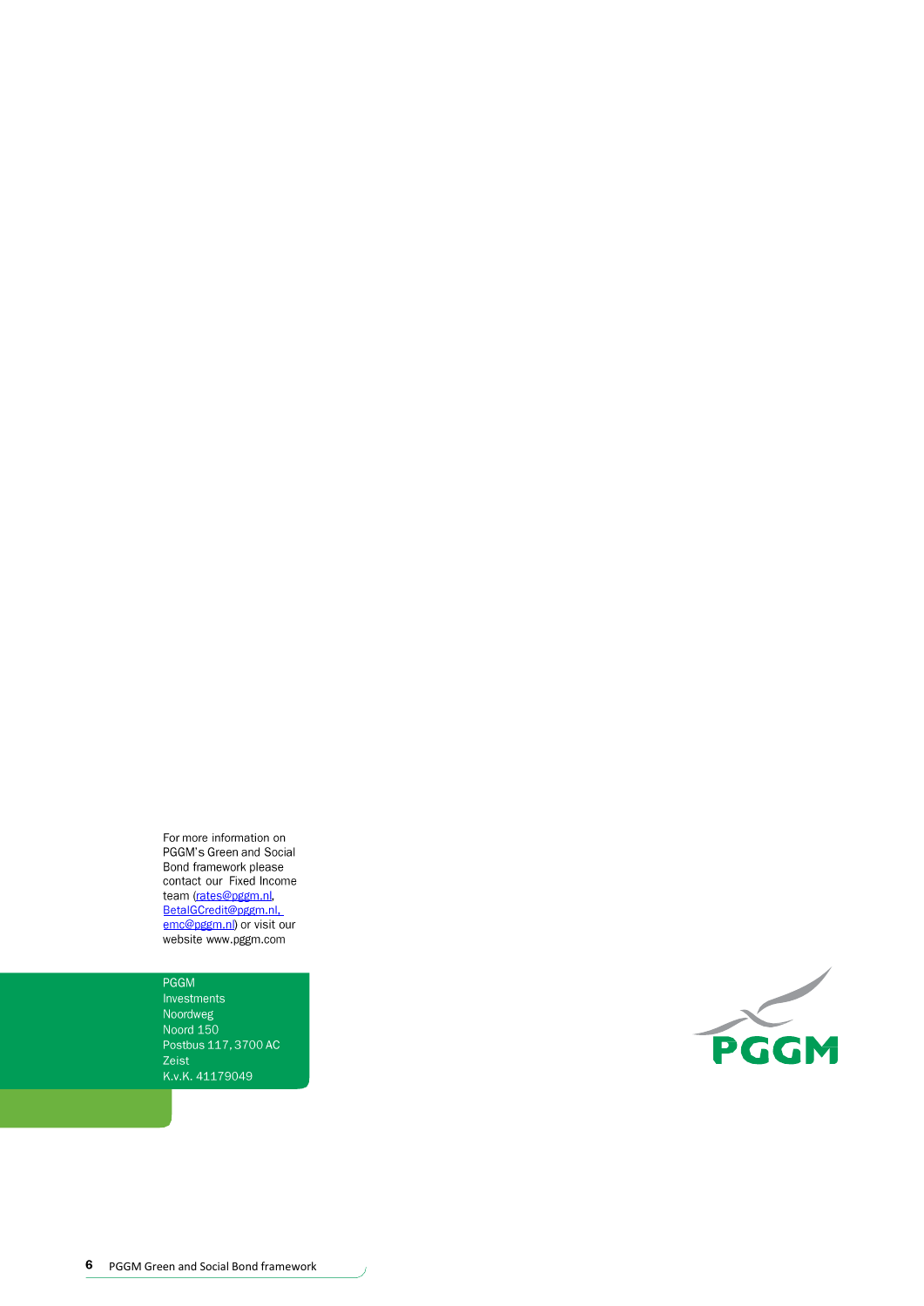For more information on PGGM's Green and Social Bond framework please contact our Fixed Income team (rates@pggm.nl, BetaIGCredit@pggm.nl, emc@pggm.nl) or visit our website www.pggm.com

PGGM
Investments
Noordweg
Noord 150
Postbus 117, 3700 AC
Zeist
K.v.K. 41179049

PGGM